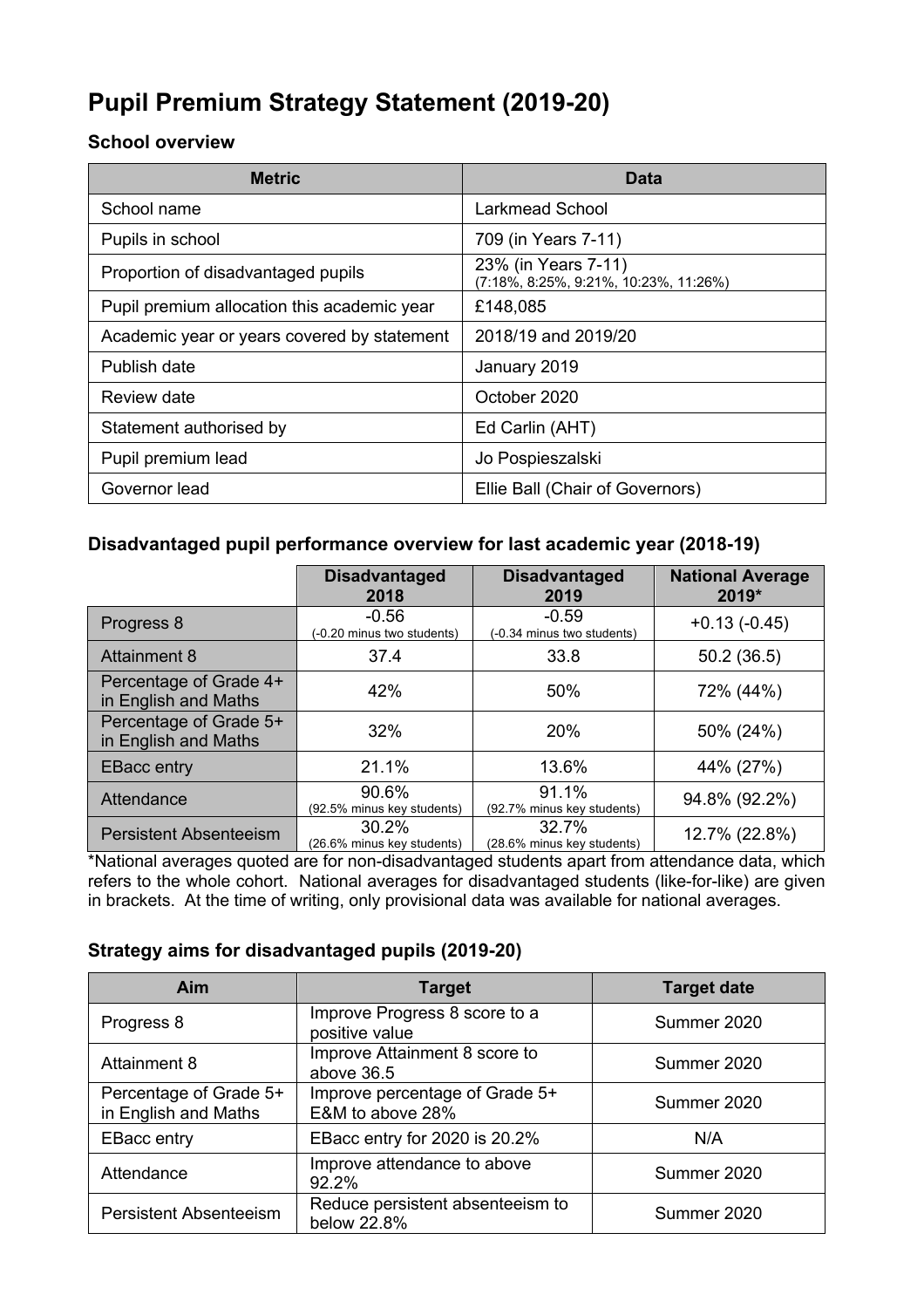# Pupil Premium Strategy Statement (2019-20)

## School overview

| Metric | Data |
|---|---|
| School name | Larkmead School |
| Pupils in school | 709 (in Years 7-11) |
| Proportion of disadvantaged pupils | 23% (in Years 7-11)<br>(7:18%, 8:25%, 9:21%, 10:23%, 11:26%) |
| Pupil premium allocation this academic year | £148,085 |
| Academic year or years covered by statement | 2018/19 and 2019/20 |
| Publish date | January 2019 |
| Review date | October 2020 |
| Statement authorised by | Ed Carlin (AHT) |
| Pupil premium lead | Jo Pospieszalski |
| Governor lead | Ellie Ball (Chair of Governors) |

## Disadvantaged pupil performance overview for last academic year (2018-19)

| | Disadvantaged 2018 | Disadvantaged 2019 | National Average 2019* |
|---|---|---|---|
| Progress 8 | -0.56<br>(-0.20 minus two students) | -0.59<br>(-0.34 minus two students) | +0.13 (-0.45) |
| Attainment 8 | 37.4 | 33.8 | 50.2 (36.5) |
| Percentage of Grade 4+ in English and Maths | 42% | 50% | 72% (44%) |
| Percentage of Grade 5+ in English and Maths | 32% | 20% | 50% (24%) |
| EBacc entry | 21.1% | 13.6% | 44% (27%) |
| Attendance | 90.6%<br>(92.5% minus key students) | 91.1%<br>(92.7% minus key students) | 94.8% (92.2%) |
| Persistent Absenteeism | 30.2%<br>(26.6% minus key students) | 32.7%<br>(28.6% minus key students) | 12.7% (22.8%) |

*National averages quoted are for non-disadvantaged students apart from attendance data, which refers to the whole cohort. National averages for disadvantaged students (like-for-like) are given in brackets. At the time of writing, only provisional data was available for national averages.

## Strategy aims for disadvantaged pupils (2019-20)

| Aim | Target | Target date |
|---|---|---|
| Progress 8 | Improve Progress 8 score to a positive value | Summer 2020 |
| Attainment 8 | Improve Attainment 8 score to above 36.5 | Summer 2020 |
| Percentage of Grade 5+ in English and Maths | Improve percentage of Grade 5+ E&M to above 28% | Summer 2020 |
| EBacc entry | EBacc entry for 2020 is 20.2% | N/A |
| Attendance | Improve attendance to above 92.2% | Summer 2020 |
| Persistent Absenteeism | Reduce persistent absenteeism to below 22.8% | Summer 2020 |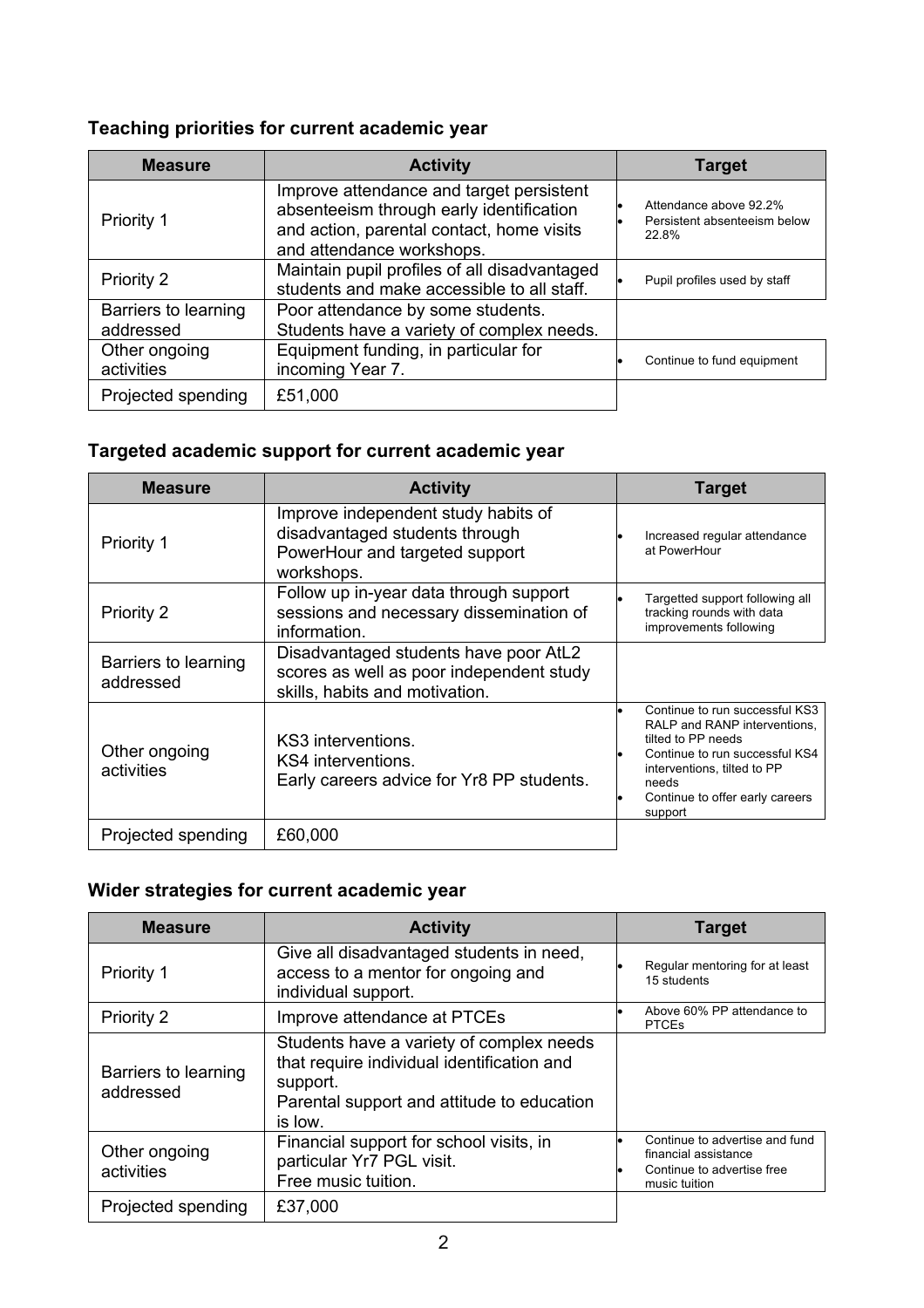### Teaching priorities for current academic year

| Measure | Activity | Target |
|---|---|---|
| Priority 1 | Improve attendance and target persistent absenteeism through early identification and action, parental contact, home visits and attendance workshops. | • Attendance above 92.2%<br>• Persistent absenteeism below 22.8% |
| Priority 2 | Maintain pupil profiles of all disadvantaged students and make accessible to all staff. | • Pupil profiles used by staff |
| Barriers to learning addressed | Poor attendance by some students. Students have a variety of complex needs. | |
| Other ongoing activities | Equipment funding, in particular for incoming Year 7. | • Continue to fund equipment |
| Projected spending | £51,000 | |

### Targeted academic support for current academic year

| Measure | Activity | Target |
|---|---|---|
| Priority 1 | Improve independent study habits of disadvantaged students through PowerHour and targeted support workshops. | • Increased regular attendance at PowerHour |
| Priority 2 | Follow up in-year data through support sessions and necessary dissemination of information. | • Targetted support following all tracking rounds with data improvements following |
| Barriers to learning addressed | Disadvantaged students have poor AtL2 scores as well as poor independent study skills, habits and motivation. | |
| Other ongoing activities | KS3 interventions.<br>KS4 interventions.<br>Early careers advice for Yr8 PP students. | • Continue to run successful KS3 RALP and RANP interventions, tilted to PP needs<br>• Continue to run successful KS4 interventions, tilted to PP needs<br>• Continue to offer early careers support |
| Projected spending | £60,000 | |

### Wider strategies for current academic year

| Measure | Activity | Target |
|---|---|---|
| Priority 1 | Give all disadvantaged students in need, access to a mentor for ongoing and individual support. | • Regular mentoring for at least 15 students |
| Priority 2 | Improve attendance at PTCEs | • Above 60% PP attendance to PTCEs |
| Barriers to learning addressed | Students have a variety of complex needs that require individual identification and support.<br>Parental support and attitude to education is low. | |
| Other ongoing activities | Financial support for school visits, in particular Yr7 PGL visit.<br>Free music tuition. | • Continue to advertise and fund financial assistance<br>• Continue to advertise free music tuition |
| Projected spending | £37,000 | |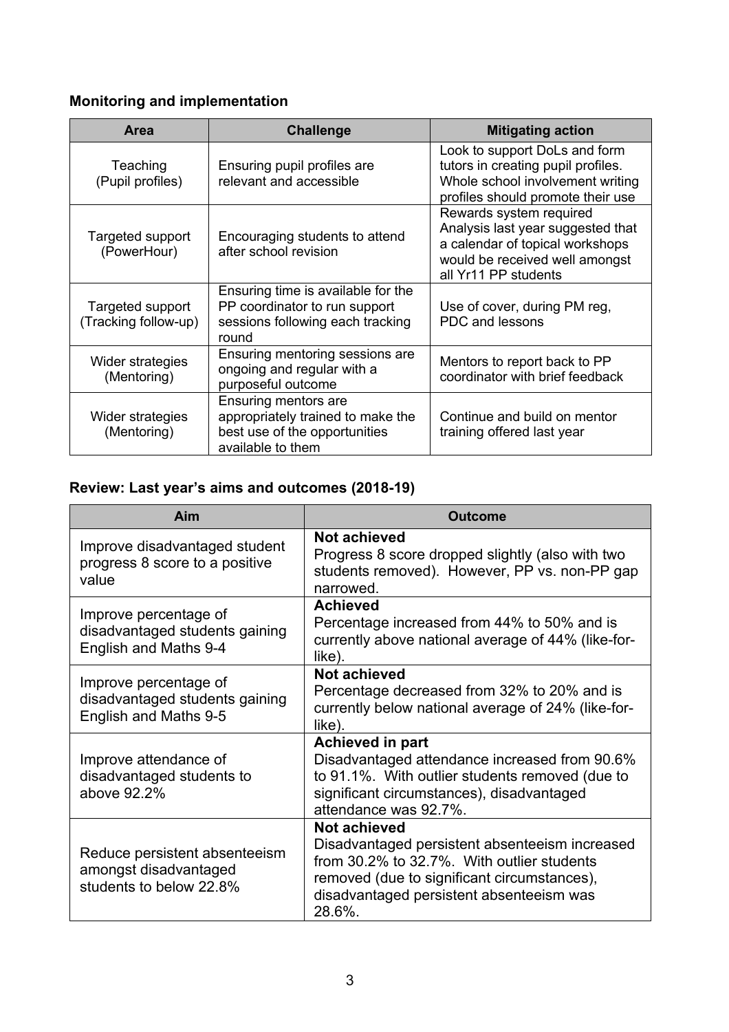## Monitoring and implementation

| Area | Challenge | Mitigating action |
| --- | --- | --- |
| Teaching (Pupil profiles) | Ensuring pupil profiles are relevant and accessible | Look to support DoLs and form tutors in creating pupil profiles. Whole school involvement writing profiles should promote their use |
| Targeted support (PowerHour) | Encouraging students to attend after school revision | Rewards system required Analysis last year suggested that a calendar of topical workshops would be received well amongst all Yr11 PP students |
| Targeted support (Tracking follow-up) | Ensuring time is available for the PP coordinator to run support sessions following each tracking round | Use of cover, during PM reg, PDC and lessons |
| Wider strategies (Mentoring) | Ensuring mentoring sessions are ongoing and regular with a purposeful outcome | Mentors to report back to PP coordinator with brief feedback |
| Wider strategies (Mentoring) | Ensuring mentors are appropriately trained to make the best use of the opportunities available to them | Continue and build on mentor training offered last year |

## Review: Last year's aims and outcomes (2018-19)

| Aim | Outcome |
| --- | --- |
| Improve disadvantaged student progress 8 score to a positive value | **Not achieved** Progress 8 score dropped slightly (also with two students removed). However, PP vs. non-PP gap narrowed. |
| Improve percentage of disadvantaged students gaining English and Maths 9-4 | **Achieved** Percentage increased from 44% to 50% and is currently above national average of 44% (like-for-like). |
| Improve percentage of disadvantaged students gaining English and Maths 9-5 | **Not achieved** Percentage decreased from 32% to 20% and is currently below national average of 24% (like-for-like). |
| Improve attendance of disadvantaged students to above 92.2% | **Achieved in part** Disadvantaged attendance increased from 90.6% to 91.1%. With outlier students removed (due to significant circumstances), disadvantaged attendance was 92.7%. |
| Reduce persistent absenteeism amongst disadvantaged students to below 22.8% | **Not achieved** Disadvantaged persistent absenteeism increased from 30.2% to 32.7%. With outlier students removed (due to significant circumstances), disadvantaged persistent absenteeism was 28.6%. |